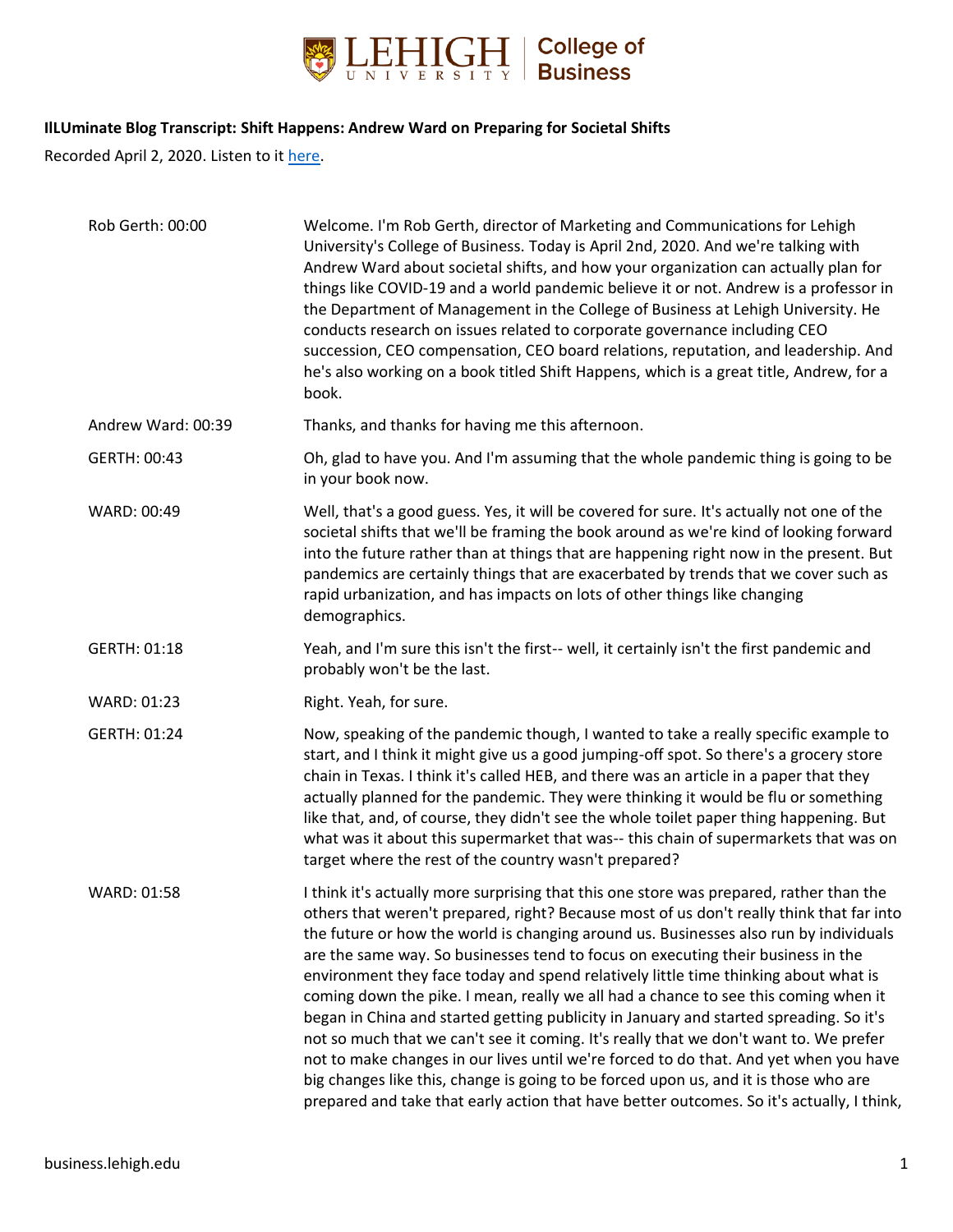**IlLUminate Blog Transcript: Shift Happens: Andrew Ward on Preparing for Societal Shifts**

Recorded April 2, 2020. Listen to it here.

| | |
|---|---|
| Rob Gerth: 00:00 | Welcome. I'm Rob Gerth, director of Marketing and Communications for Lehigh University's College of Business. Today is April 2nd, 2020. And we're talking with Andrew Ward about societal shifts, and how your organization can actually plan for things like COVID-19 and a world pandemic believe it or not. Andrew is a professor in the Department of Management in the College of Business at Lehigh University. He conducts research on issues related to corporate governance including CEO succession, CEO compensation, CEO board relations, reputation, and leadership. And he's also working on a book titled Shift Happens, which is a great title, Andrew, for a book. |
| Andrew Ward: 00:39 | Thanks, and thanks for having me this afternoon. |
| GERTH: 00:43 | Oh, glad to have you. And I'm assuming that the whole pandemic thing is going to be in your book now. |
| WARD: 00:49 | Well, that's a good guess. Yes, it will be covered for sure. It's actually not one of the societal shifts that we'll be framing the book around as we're kind of looking forward into the future rather than at things that are happening right now in the present. But pandemics are certainly things that are exacerbated by trends that we cover such as rapid urbanization, and has impacts on lots of other things like changing demographics. |
| GERTH: 01:18 | Yeah, and I'm sure this isn't the first-- well, it certainly isn't the first pandemic and probably won't be the last. |
| WARD: 01:23 | Right. Yeah, for sure. |
| GERTH: 01:24 | Now, speaking of the pandemic though, I wanted to take a really specific example to start, and I think it might give us a good jumping-off spot. So there's a grocery store chain in Texas. I think it's called HEB, and there was an article in a paper that they actually planned for the pandemic. They were thinking it would be flu or something like that, and, of course, they didn't see the whole toilet paper thing happening. But what was it about this supermarket that was-- this chain of supermarkets that was on target where the rest of the country wasn't prepared? |
| WARD: 01:58 | I think it's actually more surprising that this one store was prepared, rather than the others that weren't prepared, right? Because most of us don't really think that far into the future or how the world is changing around us. Businesses also run by individuals are the same way. So businesses tend to focus on executing their business in the environment they face today and spend relatively little time thinking about what is coming down the pike. I mean, really we all had a chance to see this coming when it began in China and started getting publicity in January and started spreading. So it's not so much that we can't see it coming. It's really that we don't want to. We prefer not to make changes in our lives until we're forced to do that. And yet when you have big changes like this, change is going to be forced upon us, and it is those who are prepared and take that early action that have better outcomes. So it's actually, I think, |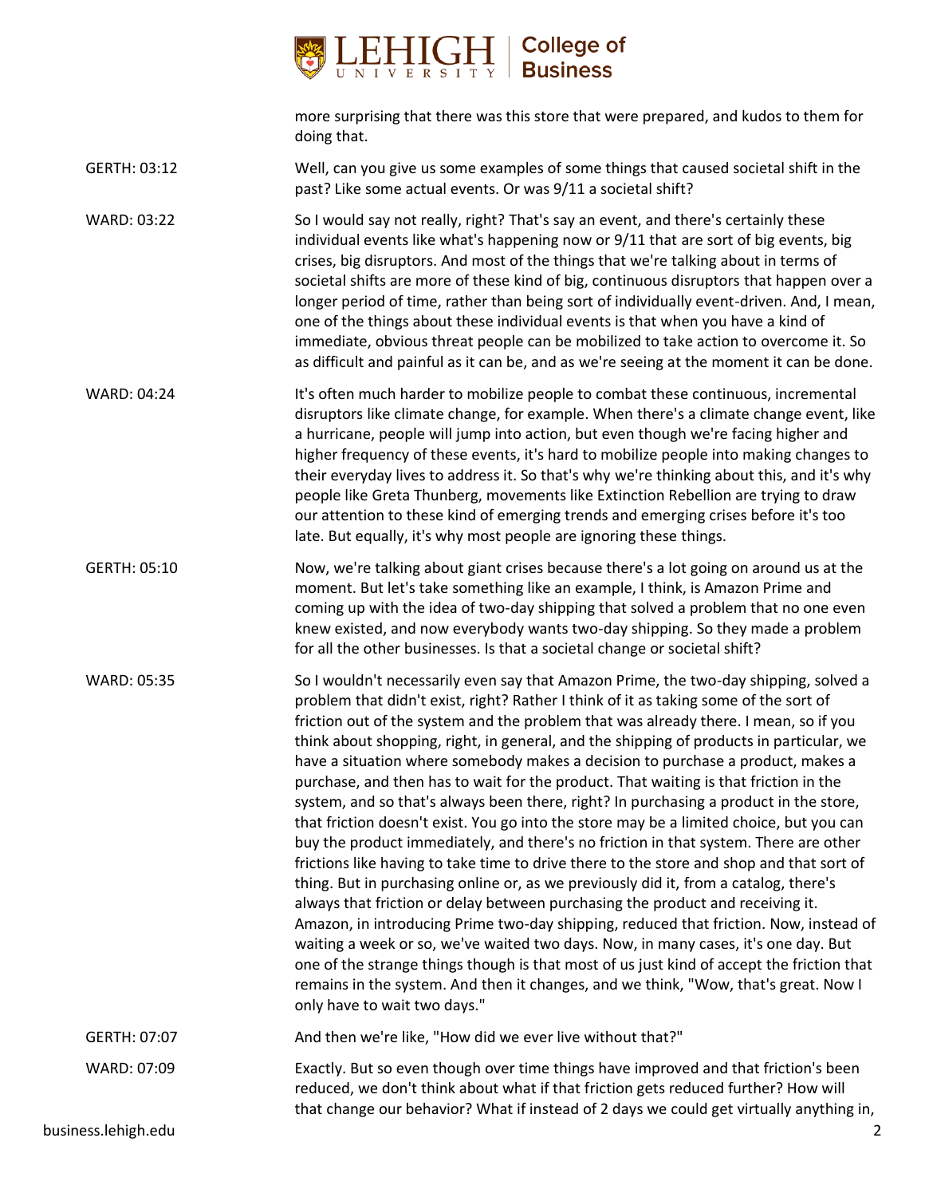more surprising that there was this store that were prepared, and kudos to them for doing that.

GERTH: 03:12 Well, can you give us some examples of some things that caused societal shift in the past? Like some actual events. Or was 9/11 a societal shift?

WARD: 03:22 So I would say not really, right? That's say an event, and there's certainly these individual events like what's happening now or 9/11 that are sort of big events, big crises, big disruptors. And most of the things that we're talking about in terms of societal shifts are more of these kind of big, continuous disruptors that happen over a longer period of time, rather than being sort of individually event-driven. And, I mean, one of the things about these individual events is that when you have a kind of immediate, obvious threat people can be mobilized to take action to overcome it. So as difficult and painful as it can be, and as we're seeing at the moment it can be done.

WARD: 04:24 It's often much harder to mobilize people to combat these continuous, incremental disruptors like climate change, for example. When there's a climate change event, like a hurricane, people will jump into action, but even though we're facing higher and higher frequency of these events, it's hard to mobilize people into making changes to their everyday lives to address it. So that's why we're thinking about this, and it's why people like Greta Thunberg, movements like Extinction Rebellion are trying to draw our attention to these kind of emerging trends and emerging crises before it's too late. But equally, it's why most people are ignoring these things.

GERTH: 05:10 Now, we're talking about giant crises because there's a lot going on around us at the moment. But let's take something like an example, I think, is Amazon Prime and coming up with the idea of two-day shipping that solved a problem that no one even knew existed, and now everybody wants two-day shipping. So they made a problem for all the other businesses. Is that a societal change or societal shift?

WARD: 05:35 So I wouldn't necessarily even say that Amazon Prime, the two-day shipping, solved a problem that didn't exist, right? Rather I think of it as taking some of the sort of friction out of the system and the problem that was already there. I mean, so if you think about shopping, right, in general, and the shipping of products in particular, we have a situation where somebody makes a decision to purchase a product, makes a purchase, and then has to wait for the product. That waiting is that friction in the system, and so that's always been there, right? In purchasing a product in the store, that friction doesn't exist. You go into the store may be a limited choice, but you can buy the product immediately, and there's no friction in that system. There are other frictions like having to take time to drive there to the store and shop and that sort of thing. But in purchasing online or, as we previously did it, from a catalog, there's always that friction or delay between purchasing the product and receiving it. Amazon, in introducing Prime two-day shipping, reduced that friction. Now, instead of waiting a week or so, we've waited two days. Now, in many cases, it's one day. But one of the strange things though is that most of us just kind of accept the friction that remains in the system. And then it changes, and we think, "Wow, that's great. Now I only have to wait two days."

GERTH: 07:07 And then we're like, "How did we ever live without that?"

WARD: 07:09 Exactly. But so even though over time things have improved and that friction's been reduced, we don't think about what if that friction gets reduced further? How will that change our behavior? What if instead of 2 days we could get virtually anything in,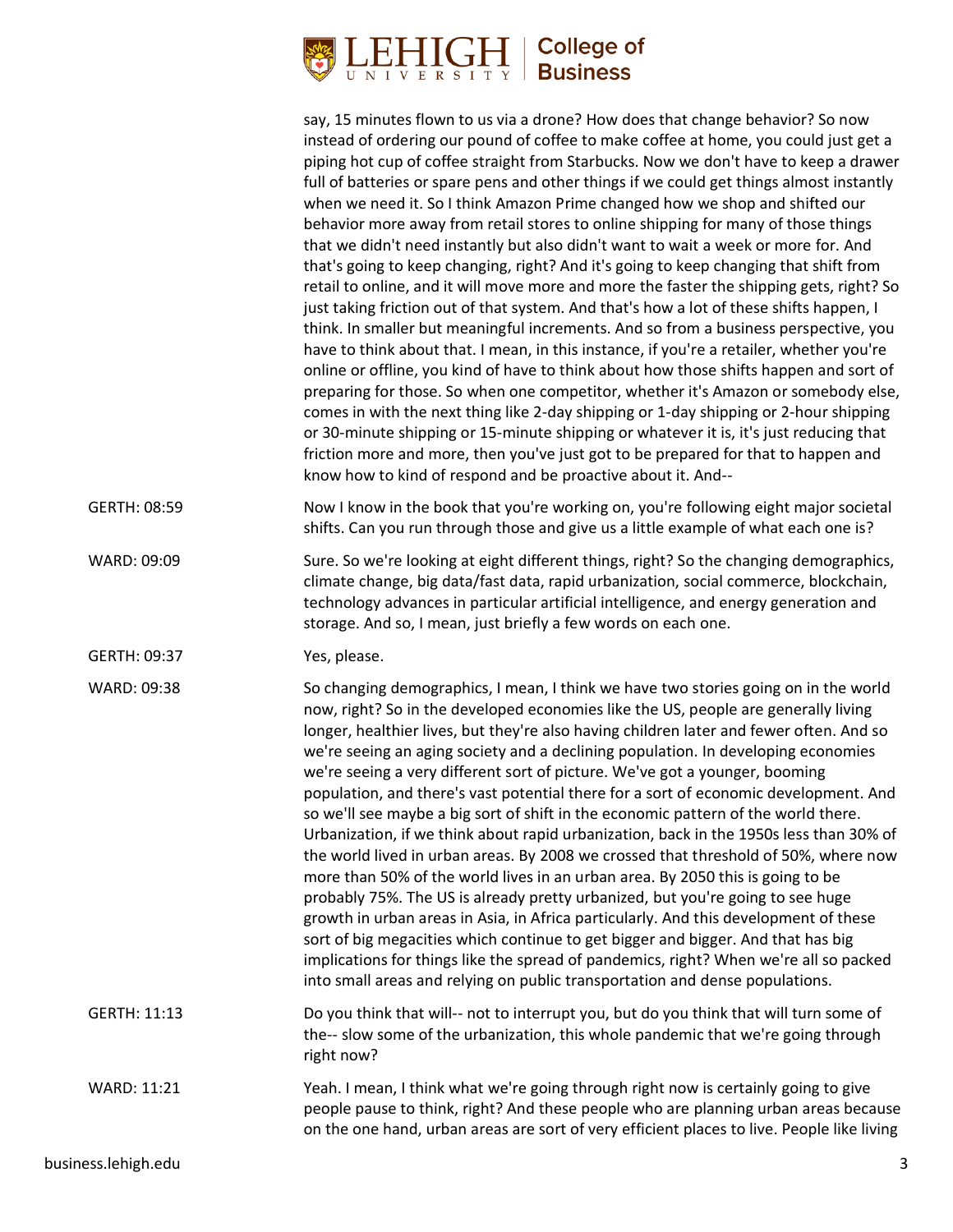say, 15 minutes flown to us via a drone? How does that change behavior? So now instead of ordering our pound of coffee to make coffee at home, you could just get a piping hot cup of coffee straight from Starbucks. Now we don't have to keep a drawer full of batteries or spare pens and other things if we could get things almost instantly when we need it. So I think Amazon Prime changed how we shop and shifted our behavior more away from retail stores to online shipping for many of those things that we didn't need instantly but also didn't want to wait a week or more for. And that's going to keep changing, right? And it's going to keep changing that shift from retail to online, and it will move more and more the faster the shipping gets, right? So just taking friction out of that system. And that's how a lot of these shifts happen, I think. In smaller but meaningful increments. And so from a business perspective, you have to think about that. I mean, in this instance, if you're a retailer, whether you're online or offline, you kind of have to think about how those shifts happen and sort of preparing for those. So when one competitor, whether it's Amazon or somebody else, comes in with the next thing like 2-day shipping or 1-day shipping or 2-hour shipping or 30-minute shipping or 15-minute shipping or whatever it is, it's just reducing that friction more and more, then you've just got to be prepared for that to happen and know how to kind of respond and be proactive about it. And--

GERTH: 08:59 Now I know in the book that you're working on, you're following eight major societal shifts. Can you run through those and give us a little example of what each one is?

WARD: 09:09 Sure. So we're looking at eight different things, right? So the changing demographics, climate change, big data/fast data, rapid urbanization, social commerce, blockchain, technology advances in particular artificial intelligence, and energy generation and storage. And so, I mean, just briefly a few words on each one.

GERTH: 09:37 Yes, please.

WARD: 09:38 So changing demographics, I mean, I think we have two stories going on in the world now, right? So in the developed economies like the US, people are generally living longer, healthier lives, but they're also having children later and fewer often. And so we're seeing an aging society and a declining population. In developing economies we're seeing a very different sort of picture. We've got a younger, booming population, and there's vast potential there for a sort of economic development. And so we'll see maybe a big sort of shift in the economic pattern of the world there. Urbanization, if we think about rapid urbanization, back in the 1950s less than 30% of the world lived in urban areas. By 2008 we crossed that threshold of 50%, where now more than 50% of the world lives in an urban area. By 2050 this is going to be probably 75%. The US is already pretty urbanized, but you're going to see huge growth in urban areas in Asia, in Africa particularly. And this development of these sort of big megacities which continue to get bigger and bigger. And that has big implications for things like the spread of pandemics, right? When we're all so packed into small areas and relying on public transportation and dense populations.

GERTH: 11:13 Do you think that will-- not to interrupt you, but do you think that will turn some of the-- slow some of the urbanization, this whole pandemic that we're going through right now?

WARD: 11:21 Yeah. I mean, I think what we're going through right now is certainly going to give people pause to think, right? And these people who are planning urban areas because on the one hand, urban areas are sort of very efficient places to live. People like living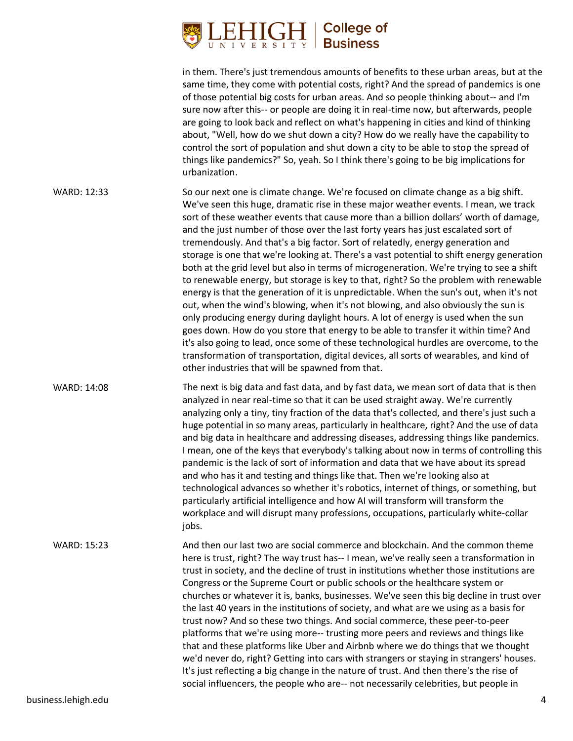in them. There's just tremendous amounts of benefits to these urban areas, but at the same time, they come with potential costs, right? And the spread of pandemics is one of those potential big costs for urban areas. And so people thinking about-- and I'm sure now after this-- or people are doing it in real-time now, but afterwards, people are going to look back and reflect on what's happening in cities and kind of thinking about, "Well, how do we shut down a city? How do we really have the capability to control the sort of population and shut down a city to be able to stop the spread of things like pandemics?" So, yeah. So I think there's going to be big implications for urbanization.

WARD: 12:33

So our next one is climate change. We're focused on climate change as a big shift. We've seen this huge, dramatic rise in these major weather events. I mean, we track sort of these weather events that cause more than a billion dollars' worth of damage, and the just number of those over the last forty years has just escalated sort of tremendously. And that's a big factor. Sort of relatedly, energy generation and storage is one that we're looking at. There's a vast potential to shift energy generation both at the grid level but also in terms of microgeneration. We're trying to see a shift to renewable energy, but storage is key to that, right? So the problem with renewable energy is that the generation of it is unpredictable. When the sun's out, when it's not out, when the wind's blowing, when it's not blowing, and also obviously the sun is only producing energy during daylight hours. A lot of energy is used when the sun goes down. How do you store that energy to be able to transfer it within time? And it's also going to lead, once some of these technological hurdles are overcome, to the transformation of transportation, digital devices, all sorts of wearables, and kind of other industries that will be spawned from that.

WARD: 14:08

The next is big data and fast data, and by fast data, we mean sort of data that is then analyzed in near real-time so that it can be used straight away. We're currently analyzing only a tiny, tiny fraction of the data that's collected, and there's just such a huge potential in so many areas, particularly in healthcare, right? And the use of data and big data in healthcare and addressing diseases, addressing things like pandemics. I mean, one of the keys that everybody's talking about now in terms of controlling this pandemic is the lack of sort of information and data that we have about its spread and who has it and testing and things like that. Then we're looking also at technological advances so whether it's robotics, internet of things, or something, but particularly artificial intelligence and how AI will transform will transform the workplace and will disrupt many professions, occupations, particularly white-collar jobs.

WARD: 15:23

And then our last two are social commerce and blockchain. And the common theme here is trust, right? The way trust has-- I mean, we've really seen a transformation in trust in society, and the decline of trust in institutions whether those institutions are Congress or the Supreme Court or public schools or the healthcare system or churches or whatever it is, banks, businesses. We've seen this big decline in trust over the last 40 years in the institutions of society, and what are we using as a basis for trust now? And so these two things. And social commerce, these peer-to-peer platforms that we're using more-- trusting more peers and reviews and things like that and these platforms like Uber and Airbnb where we do things that we thought we'd never do, right? Getting into cars with strangers or staying in strangers' houses. It's just reflecting a big change in the nature of trust. And then there's the rise of social influencers, the people who are-- not necessarily celebrities, but people in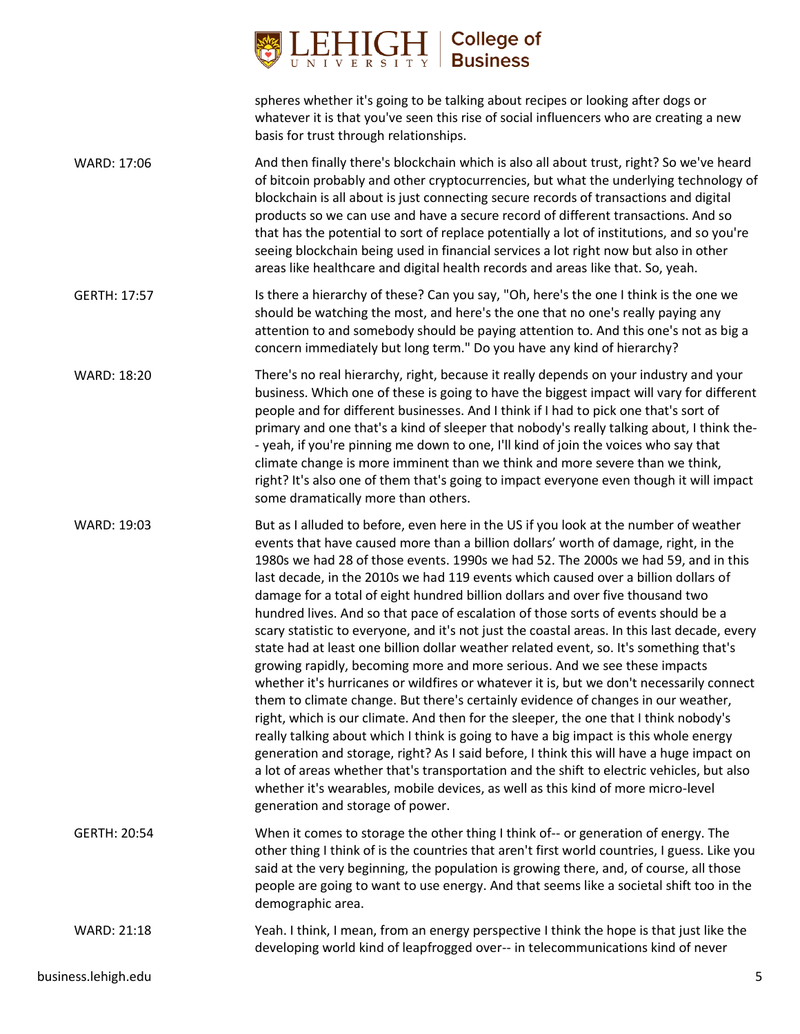spheres whether it's going to be talking about recipes or looking after dogs or whatever it is that you've seen this rise of social influencers who are creating a new basis for trust through relationships.

WARD: 17:06 And then finally there's blockchain which is also all about trust, right? So we've heard of bitcoin probably and other cryptocurrencies, but what the underlying technology of blockchain is all about is just connecting secure records of transactions and digital products so we can use and have a secure record of different transactions. And so that has the potential to sort of replace potentially a lot of institutions, and so you're seeing blockchain being used in financial services a lot right now but also in other areas like healthcare and digital health records and areas like that. So, yeah.

GERTH: 17:57 Is there a hierarchy of these? Can you say, "Oh, here's the one I think is the one we should be watching the most, and here's the one that no one's really paying any attention to and somebody should be paying attention to. And this one's not as big a concern immediately but long term." Do you have any kind of hierarchy?

WARD: 18:20 There's no real hierarchy, right, because it really depends on your industry and your business. Which one of these is going to have the biggest impact will vary for different people and for different businesses. And I think if I had to pick one that's sort of primary and one that's a kind of sleeper that nobody's really talking about, I think the-- yeah, if you're pinning me down to one, I'll kind of join the voices who say that climate change is more imminent than we think and more severe than we think, right? It's also one of them that's going to impact everyone even though it will impact some dramatically more than others.

WARD: 19:03 But as I alluded to before, even here in the US if you look at the number of weather events that have caused more than a billion dollars' worth of damage, right, in the 1980s we had 28 of those events. 1990s we had 52. The 2000s we had 59, and in this last decade, in the 2010s we had 119 events which caused over a billion dollars of damage for a total of eight hundred billion dollars and over five thousand two hundred lives. And so that pace of escalation of those sorts of events should be a scary statistic to everyone, and it's not just the coastal areas. In this last decade, every state had at least one billion dollar weather related event, so. It's something that's growing rapidly, becoming more and more serious. And we see these impacts whether it's hurricanes or wildfires or whatever it is, but we don't necessarily connect them to climate change. But there's certainly evidence of changes in our weather, right, which is our climate. And then for the sleeper, the one that I think nobody's really talking about which I think is going to have a big impact is this whole energy generation and storage, right? As I said before, I think this will have a huge impact on a lot of areas whether that's transportation and the shift to electric vehicles, but also whether it's wearables, mobile devices, as well as this kind of more micro-level generation and storage of power.

GERTH: 20:54 When it comes to storage the other thing I think of-- or generation of energy. The other thing I think of is the countries that aren't first world countries, I guess. Like you said at the very beginning, the population is growing there, and, of course, all those people are going to want to use energy. And that seems like a societal shift too in the demographic area.

WARD: 21:18 Yeah. I think, I mean, from an energy perspective I think the hope is that just like the developing world kind of leapfrogged over-- in telecommunications kind of never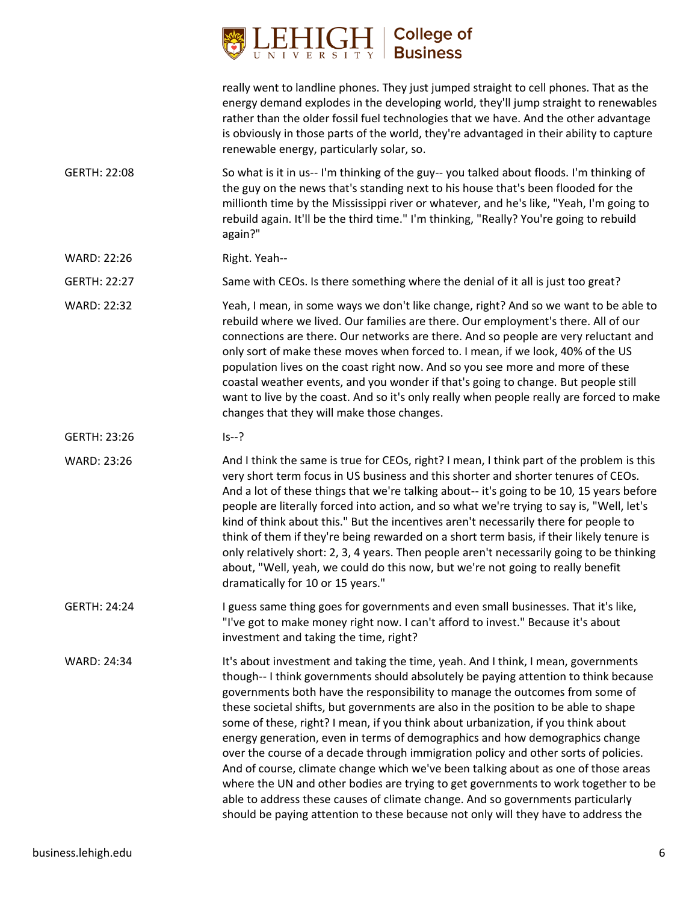really went to landline phones. They just jumped straight to cell phones. That as the energy demand explodes in the developing world, they'll jump straight to renewables rather than the older fossil fuel technologies that we have. And the other advantage is obviously in those parts of the world, they're advantaged in their ability to capture renewable energy, particularly solar, so.

GERTH: 22:08 So what is it in us-- I'm thinking of the guy-- you talked about floods. I'm thinking of the guy on the news that's standing next to his house that's been flooded for the millionth time by the Mississippi river or whatever, and he's like, "Yeah, I'm going to rebuild again. It'll be the third time." I'm thinking, "Really? You're going to rebuild again?"

WARD: 22:26 Right. Yeah--

GERTH: 22:27 Same with CEOs. Is there something where the denial of it all is just too great?

WARD: 22:32 Yeah, I mean, in some ways we don't like change, right? And so we want to be able to rebuild where we lived. Our families are there. Our employment's there. All of our connections are there. Our networks are there. And so people are very reluctant and only sort of make these moves when forced to. I mean, if we look, 40% of the US population lives on the coast right now. And so you see more and more of these coastal weather events, and you wonder if that's going to change. But people still want to live by the coast. And so it's only really when people really are forced to make changes that they will make those changes.

GERTH: 23:26 Is--?

WARD: 23:26 And I think the same is true for CEOs, right? I mean, I think part of the problem is this very short term focus in US business and this shorter and shorter tenures of CEOs. And a lot of these things that we're talking about-- it's going to be 10, 15 years before people are literally forced into action, and so what we're trying to say is, "Well, let's kind of think about this." But the incentives aren't necessarily there for people to think of them if they're being rewarded on a short term basis, if their likely tenure is only relatively short: 2, 3, 4 years. Then people aren't necessarily going to be thinking about, "Well, yeah, we could do this now, but we're not going to really benefit dramatically for 10 or 15 years."

GERTH: 24:24 I guess same thing goes for governments and even small businesses. That it's like, "I've got to make money right now. I can't afford to invest." Because it's about investment and taking the time, right?

WARD: 24:34 It's about investment and taking the time, yeah. And I think, I mean, governments though-- I think governments should absolutely be paying attention to think because governments both have the responsibility to manage the outcomes from some of these societal shifts, but governments are also in the position to be able to shape some of these, right? I mean, if you think about urbanization, if you think about energy generation, even in terms of demographics and how demographics change over the course of a decade through immigration policy and other sorts of policies. And of course, climate change which we've been talking about as one of those areas where the UN and other bodies are trying to get governments to work together to be able to address these causes of climate change. And so governments particularly should be paying attention to these because not only will they have to address the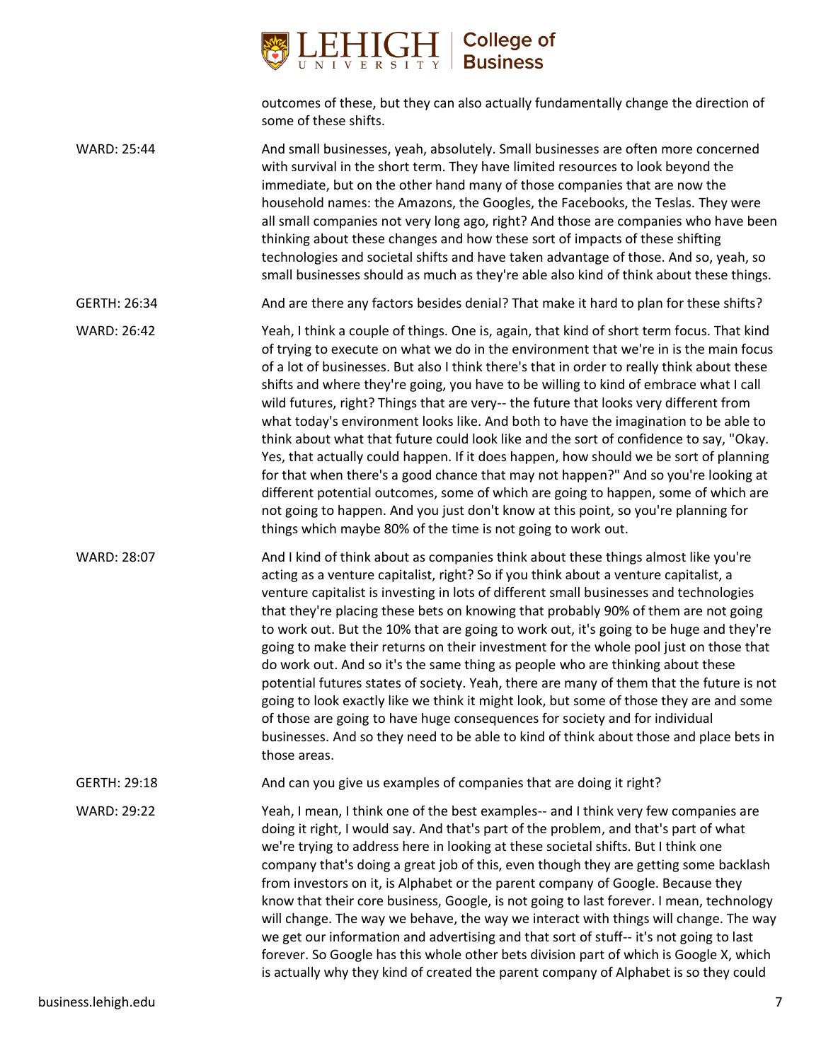outcomes of these, but they can also actually fundamentally change the direction of some of these shifts.

**WARD: 25:44** And small businesses, yeah, absolutely. Small businesses are often more concerned with survival in the short term. They have limited resources to look beyond the immediate, but on the other hand many of those companies that are now the household names: the Amazons, the Googles, the Facebooks, the Teslas. They were all small companies not very long ago, right? And those are companies who have been thinking about these changes and how these sort of impacts of these shifting technologies and societal shifts and have taken advantage of those. And so, yeah, so small businesses should as much as they're able also kind of think about these things.

**GERTH: 26:34** And are there any factors besides denial? That make it hard to plan for these shifts?

**WARD: 26:42** Yeah, I think a couple of things. One is, again, that kind of short term focus. That kind of trying to execute on what we do in the environment that we're in is the main focus of a lot of businesses. But also I think there's that in order to really think about these shifts and where they're going, you have to be willing to kind of embrace what I call wild futures, right? Things that are very-- the future that looks very different from what today's environment looks like. And both to have the imagination to be able to think about what that future could look like and the sort of confidence to say, "Okay. Yes, that actually could happen. If it does happen, how should we be sort of planning for that when there's a good chance that may not happen?" And so you're looking at different potential outcomes, some of which are going to happen, some of which are not going to happen. And you just don't know at this point, so you're planning for things which maybe 80% of the time is not going to work out.

**WARD: 28:07** And I kind of think about as companies think about these things almost like you're acting as a venture capitalist, right? So if you think about a venture capitalist, a venture capitalist is investing in lots of different small businesses and technologies that they're placing these bets on knowing that probably 90% of them are not going to work out. But the 10% that are going to work out, it's going to be huge and they're going to make their returns on their investment for the whole pool just on those that do work out. And so it's the same thing as people who are thinking about these potential futures states of society. Yeah, there are many of them that the future is not going to look exactly like we think it might look, but some of those they are and some of those are going to have huge consequences for society and for individual businesses. And so they need to be able to kind of think about those and place bets in those areas.

**GERTH: 29:18** And can you give us examples of companies that are doing it right?

**WARD: 29:22** Yeah, I mean, I think one of the best examples-- and I think very few companies are doing it right, I would say. And that's part of the problem, and that's part of what we're trying to address here in looking at these societal shifts. But I think one company that's doing a great job of this, even though they are getting some backlash from investors on it, is Alphabet or the parent company of Google. Because they know that their core business, Google, is not going to last forever. I mean, technology will change. The way we behave, the way we interact with things will change. The way we get our information and advertising and that sort of stuff-- it's not going to last forever. So Google has this whole other bets division part of which is Google X, which is actually why they kind of created the parent company of Alphabet is so they could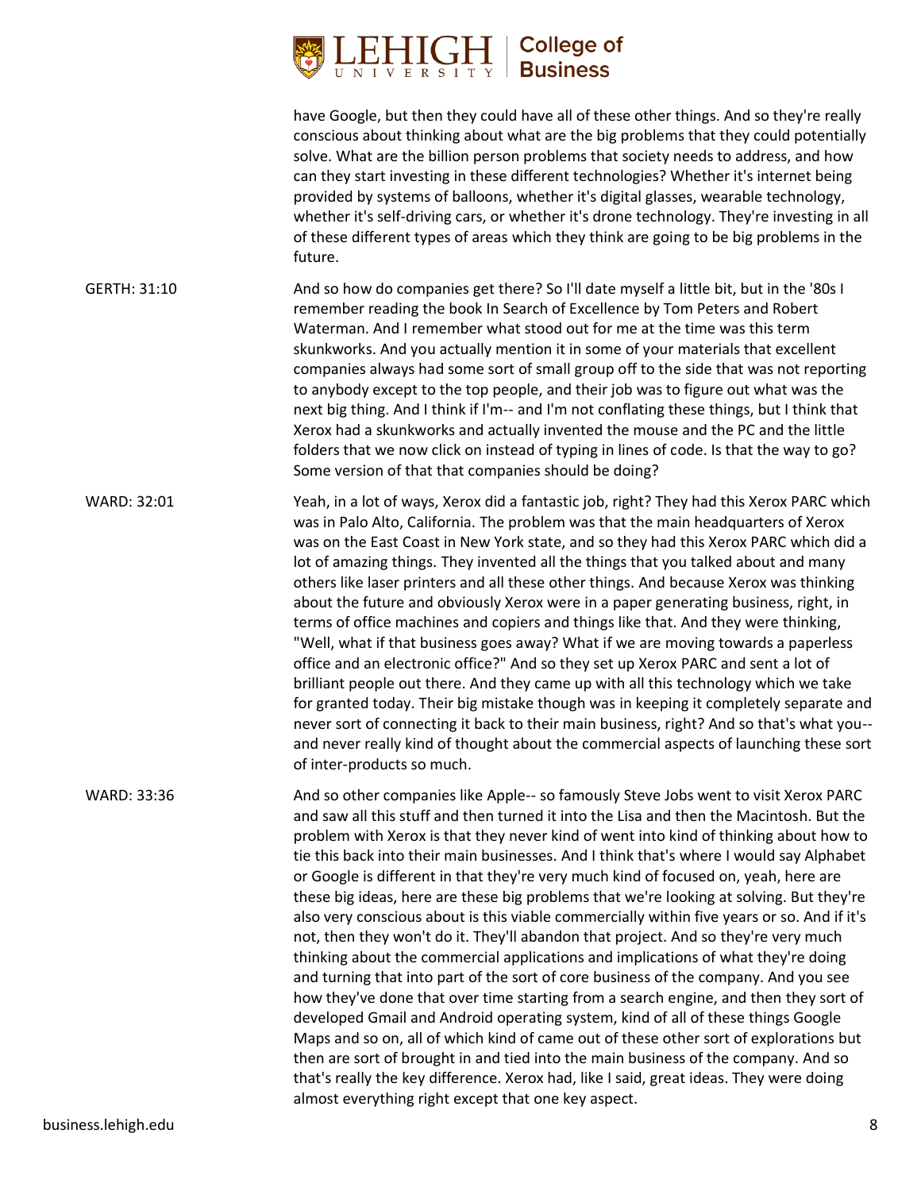have Google, but then they could have all of these other things. And so they're really conscious about thinking about what are the big problems that they could potentially solve. What are the billion person problems that society needs to address, and how can they start investing in these different technologies? Whether it's internet being provided by systems of balloons, whether it's digital glasses, wearable technology, whether it's self-driving cars, or whether it's drone technology. They're investing in all of these different types of areas which they think are going to be big problems in the future.

GERTH: 31:10

And so how do companies get there? So I'll date myself a little bit, but in the '80s I remember reading the book In Search of Excellence by Tom Peters and Robert Waterman. And I remember what stood out for me at the time was this term skunkworks. And you actually mention it in some of your materials that excellent companies always had some sort of small group off to the side that was not reporting to anybody except to the top people, and their job was to figure out what was the next big thing. And I think if I'm-- and I'm not conflating these things, but I think that Xerox had a skunkworks and actually invented the mouse and the PC and the little folders that we now click on instead of typing in lines of code. Is that the way to go? Some version of that that companies should be doing?

WARD: 32:01

Yeah, in a lot of ways, Xerox did a fantastic job, right? They had this Xerox PARC which was in Palo Alto, California. The problem was that the main headquarters of Xerox was on the East Coast in New York state, and so they had this Xerox PARC which did a lot of amazing things. They invented all the things that you talked about and many others like laser printers and all these other things. And because Xerox was thinking about the future and obviously Xerox were in a paper generating business, right, in terms of office machines and copiers and things like that. And they were thinking, "Well, what if that business goes away? What if we are moving towards a paperless office and an electronic office?" And so they set up Xerox PARC and sent a lot of brilliant people out there. And they came up with all this technology which we take for granted today. Their big mistake though was in keeping it completely separate and never sort of connecting it back to their main business, right? And so that's what you-- and never really kind of thought about the commercial aspects of launching these sort of inter-products so much.

WARD: 33:36

And so other companies like Apple-- so famously Steve Jobs went to visit Xerox PARC and saw all this stuff and then turned it into the Lisa and then the Macintosh. But the problem with Xerox is that they never kind of went into kind of thinking about how to tie this back into their main businesses. And I think that's where I would say Alphabet or Google is different in that they're very much kind of focused on, yeah, here are these big ideas, here are these big problems that we're looking at solving. But they're also very conscious about is this viable commercially within five years or so. And if it's not, then they won't do it. They'll abandon that project. And so they're very much thinking about the commercial applications and implications of what they're doing and turning that into part of the sort of core business of the company. And you see how they've done that over time starting from a search engine, and then they sort of developed Gmail and Android operating system, kind of all of these things Google Maps and so on, all of which kind of came out of these other sort of explorations but then are sort of brought in and tied into the main business of the company. And so that's really the key difference. Xerox had, like I said, great ideas. They were doing almost everything right except that one key aspect.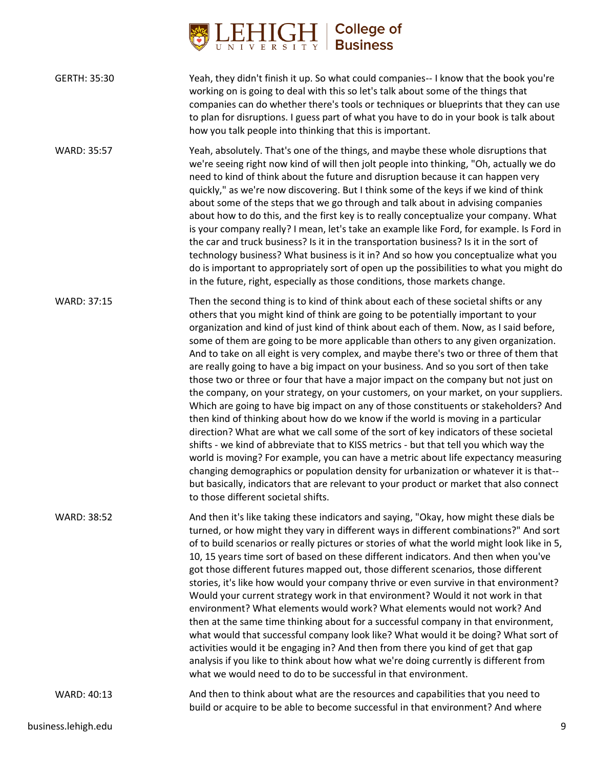GERTH: 35:30 Yeah, they didn't finish it up. So what could companies-- I know that the book you're working on is going to deal with this so let's talk about some of the things that companies can do whether there's tools or techniques or blueprints that they can use to plan for disruptions. I guess part of what you have to do in your book is talk about how you talk people into thinking that this is important.

WARD: 35:57 Yeah, absolutely. That's one of the things, and maybe these whole disruptions that we're seeing right now kind of will then jolt people into thinking, "Oh, actually we do need to kind of think about the future and disruption because it can happen very quickly," as we're now discovering. But I think some of the keys if we kind of think about some of the steps that we go through and talk about in advising companies about how to do this, and the first key is to really conceptualize your company. What is your company really? I mean, let's take an example like Ford, for example. Is Ford in the car and truck business? Is it in the transportation business? Is it in the sort of technology business? What business is it in? And so how you conceptualize what you do is important to appropriately sort of open up the possibilities to what you might do in the future, right, especially as those conditions, those markets change.

WARD: 37:15 Then the second thing is to kind of think about each of these societal shifts or any others that you might kind of think are going to be potentially important to your organization and kind of just kind of think about each of them. Now, as I said before, some of them are going to be more applicable than others to any given organization. And to take on all eight is very complex, and maybe there's two or three of them that are really going to have a big impact on your business. And so you sort of then take those two or three or four that have a major impact on the company but not just on the company, on your strategy, on your customers, on your market, on your suppliers. Which are going to have big impact on any of those constituents or stakeholders? And then kind of thinking about how do we know if the world is moving in a particular direction? What are what we call some of the sort of key indicators of these societal shifts - we kind of abbreviate that to KISS metrics - but that tell you which way the world is moving? For example, you can have a metric about life expectancy measuring changing demographics or population density for urbanization or whatever it is that-- but basically, indicators that are relevant to your product or market that also connect to those different societal shifts.

WARD: 38:52 And then it's like taking these indicators and saying, "Okay, how might these dials be turned, or how might they vary in different ways in different combinations?" And sort of to build scenarios or really pictures or stories of what the world might look like in 5, 10, 15 years time sort of based on these different indicators. And then when you've got those different futures mapped out, those different scenarios, those different stories, it's like how would your company thrive or even survive in that environment? Would your current strategy work in that environment? Would it not work in that environment? What elements would work? What elements would not work? And then at the same time thinking about for a successful company in that environment, what would that successful company look like? What would it be doing? What sort of activities would it be engaging in? And then from there you kind of get that gap analysis if you like to think about how what we're doing currently is different from what we would need to do to be successful in that environment.

WARD: 40:13 And then to think about what are the resources and capabilities that you need to build or acquire to be able to become successful in that environment? And where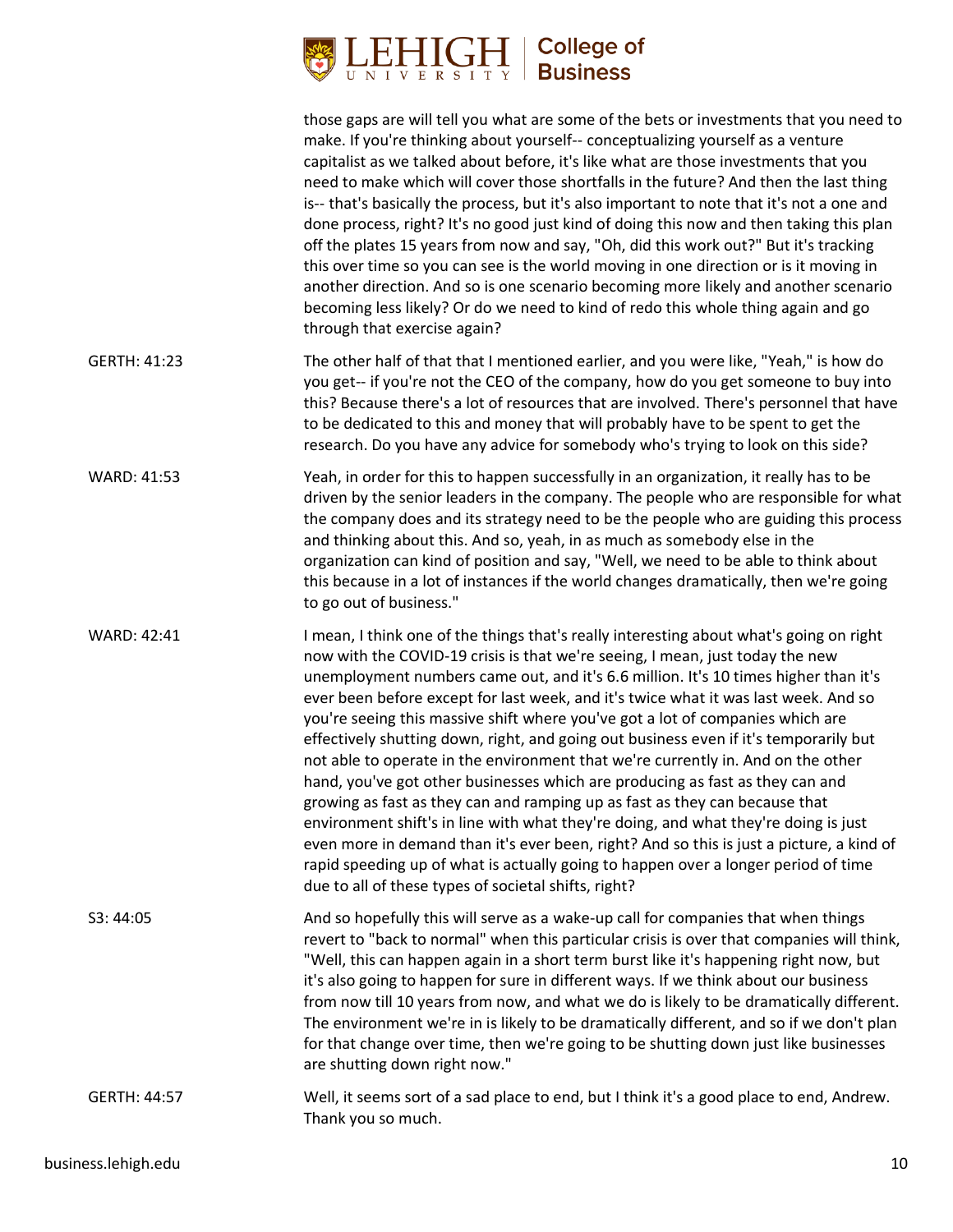those gaps are will tell you what are some of the bets or investments that you need to make. If you're thinking about yourself-- conceptualizing yourself as a venture capitalist as we talked about before, it's like what are those investments that you need to make which will cover those shortfalls in the future? And then the last thing is-- that's basically the process, but it's also important to note that it's not a one and done process, right? It's no good just kind of doing this now and then taking this plan off the plates 15 years from now and say, "Oh, did this work out?" But it's tracking this over time so you can see is the world moving in one direction or is it moving in another direction. And so is one scenario becoming more likely and another scenario becoming less likely? Or do we need to kind of redo this whole thing again and go through that exercise again?

GERTH: 41:23

The other half of that that I mentioned earlier, and you were like, "Yeah," is how do you get-- if you're not the CEO of the company, how do you get someone to buy into this? Because there's a lot of resources that are involved. There's personnel that have to be dedicated to this and money that will probably have to be spent to get the research. Do you have any advice for somebody who's trying to look on this side?

WARD: 41:53

Yeah, in order for this to happen successfully in an organization, it really has to be driven by the senior leaders in the company. The people who are responsible for what the company does and its strategy need to be the people who are guiding this process and thinking about this. And so, yeah, in as much as somebody else in the organization can kind of position and say, "Well, we need to be able to think about this because in a lot of instances if the world changes dramatically, then we're going to go out of business."

WARD: 42:41

I mean, I think one of the things that's really interesting about what's going on right now with the COVID-19 crisis is that we're seeing, I mean, just today the new unemployment numbers came out, and it's 6.6 million. It's 10 times higher than it's ever been before except for last week, and it's twice what it was last week. And so you're seeing this massive shift where you've got a lot of companies which are effectively shutting down, right, and going out business even if it's temporarily but not able to operate in the environment that we're currently in. And on the other hand, you've got other businesses which are producing as fast as they can and growing as fast as they can and ramping up as fast as they can because that environment shift's in line with what they're doing, and what they're doing is just even more in demand than it's ever been, right? And so this is just a picture, a kind of rapid speeding up of what is actually going to happen over a longer period of time due to all of these types of societal shifts, right?

S3: 44:05

And so hopefully this will serve as a wake-up call for companies that when things revert to "back to normal" when this particular crisis is over that companies will think, "Well, this can happen again in a short term burst like it's happening right now, but it's also going to happen for sure in different ways. If we think about our business from now till 10 years from now, and what we do is likely to be dramatically different. The environment we're in is likely to be dramatically different, and so if we don't plan for that change over time, then we're going to be shutting down just like businesses are shutting down right now."

GERTH: 44:57

Well, it seems sort of a sad place to end, but I think it's a good place to end, Andrew. Thank you so much.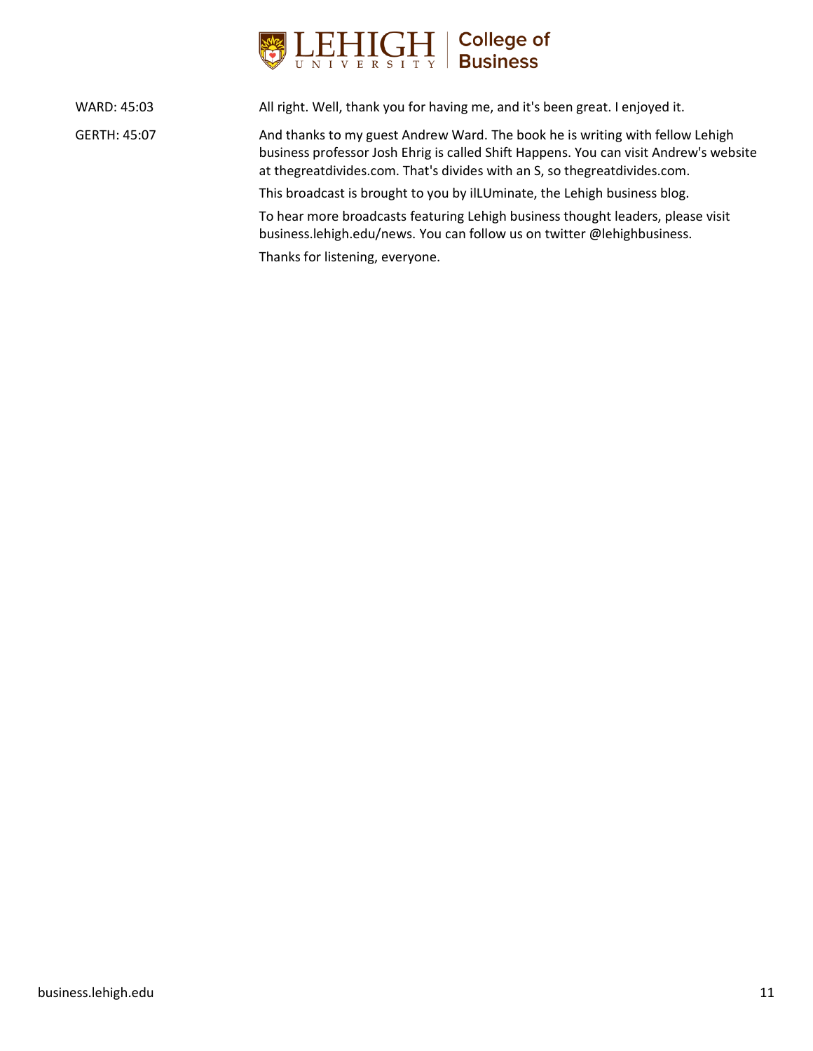WARD: 45:03 All right. Well, thank you for having me, and it's been great. I enjoyed it.

GERTH: 45:07 And thanks to my guest Andrew Ward. The book he is writing with fellow Lehigh business professor Josh Ehrig is called Shift Happens. You can visit Andrew's website at thegreatdivides.com. That's divides with an S, so thegreatdivides.com.

This broadcast is brought to you by ilLUminate, the Lehigh business blog.

To hear more broadcasts featuring Lehigh business thought leaders, please visit business.lehigh.edu/news. You can follow us on twitter @lehighbusiness.

Thanks for listening, everyone.